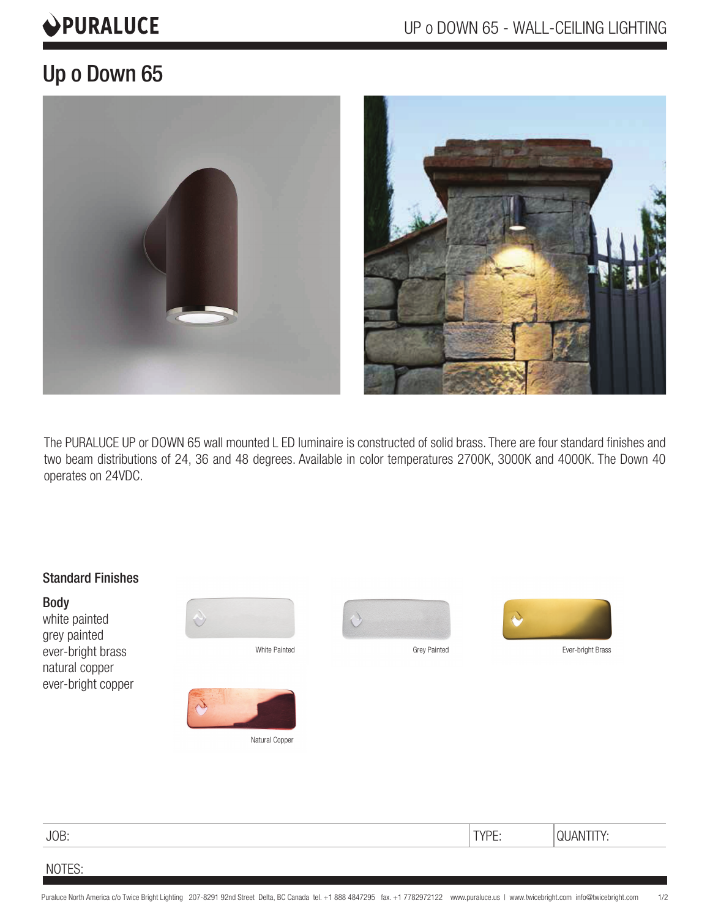# Up o Down 65

The PURALUCE UP or DOWN 65 wall mounted L ED luminaire is constructed of solid brass. There are four standard finishes and two beam distributions of 24, 36 and 48 degrees. Available in color temperatures 2700K, 3000K and 4000K. The Down 40 operates on 24VDC.

## Standard Finishes

### Body

white painted
grey painted
ever-bright brass
natural copper
ever-bright copper

White Painted

Grey Painted

Ever-bright Brass

Natural Copper

| JOB: | TYPE: | QUANTITY: |
|---|---|---|

NOTES: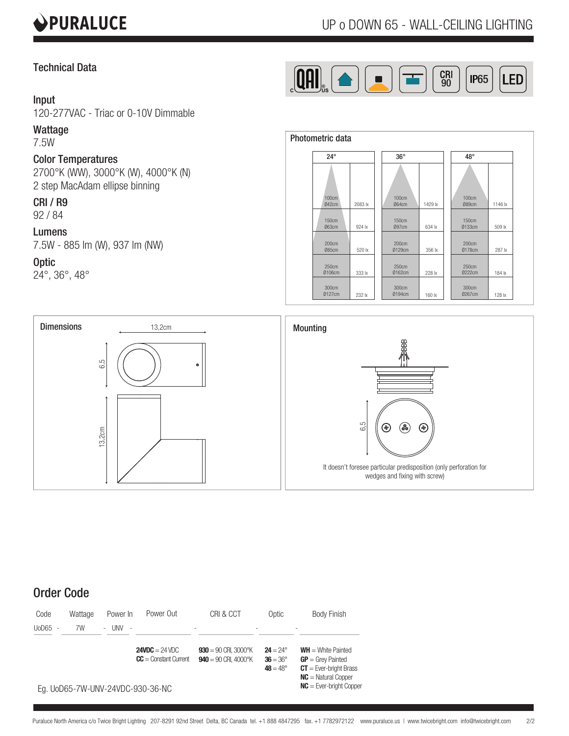# UP o DOWN 65 - WALL-CEILING LIGHTING

## Technical Data

### Input
120-277VAC - Triac or 0-10V Dimmable

### Wattage
7.5W

### Color Temperatures
2700°K (WW), 3000°K (W), 4000°K (N)
2 step MacAdam ellipse binning

### CRI / R9
92 / 84

### Lumens
7.5W - 885 lm (W), 937 lm (NW)

### Optic
24°, 36°, 48°

CRI 90 | IP65 | LED

## Photometric data

| 24° | | 36° | | 48° | |
|---|---|---|---|---|---|
| 100cm Ø42cm | 2083 lx | 100cm Ø64cm | 1429 lx | 100cm Ø89cm | 1146 lx |
| 150cm Ø63cm | 924 lx | 150cm Ø97cm | 634 lx | 150cm Ø133cm | 509 lx |
| 200cm Ø85cm | 520 lx | 200cm Ø129cm | 356 lx | 200cm Ø178cm | 287 lx |
| 250cm Ø106cm | 333 lx | 250cm Ø162cm | 228 lx | 250cm Ø222cm | 184 lx |
| 300cm Ø127cm | 232 lx | 300cm Ø194cm | 160 lx | 300cm Ø267cm | 128 lx |

## Dimensions

13,2cm

6,5

13,2cm

## Mounting

6,5

It doesn't foresee particular predisposition (only perforation for wedges and fixing with screw)

## Order Code

| Code | Wattage | Power In | Power Out | CRI & CCT | Optic | Body Finish |
|---|---|---|---|---|---|---|
| UoD65 - | 7W | - UNV - | | - | - | - |
| | | | **24VDC** = 24 VDC<br>**CC** = Constant Current | **930** = 90 CRI, 3000°K<br>**940** = 90 CRI, 4000°K | **24** = 24°<br>**36** = 36°<br>**48** = 48° | **WH** = White Painted<br>**GP** = Grey Painted<br>**CT** = Ever-bright Brass<br>**NC** = Natural Copper<br>**NC** = Ever-bright Copper |

Eg. UoD65-7W-UNV-24VDC-930-36-NC

Puraluce North America c/o Twice Bright Lighting 207-8291 92nd Street Delta, BC Canada tel. +1 888 4847295 fax. +1 7782972122 www.puraluce.us | www.twicebright.com info@twicebright.com